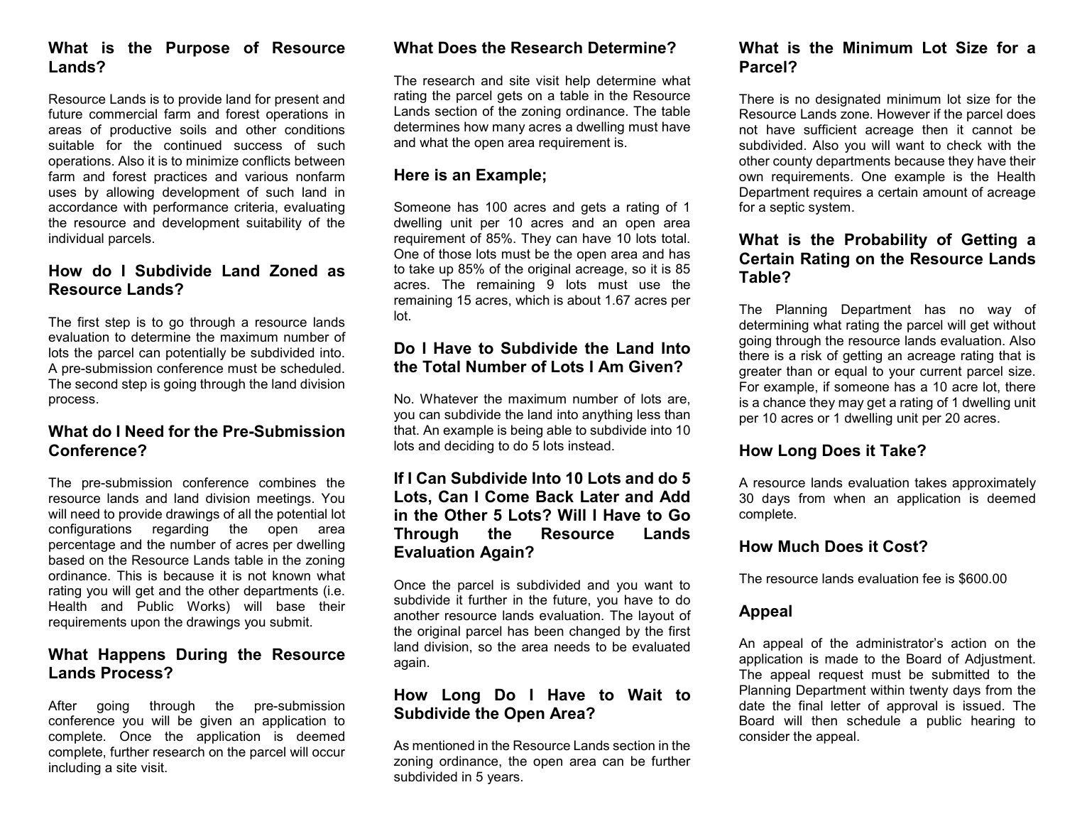## What is the Purpose of Resource Lands?

Resource Lands is to provide land for present and future commercial farm and forest operations in areas of productive soils and other conditions suitable for the continued success of such operations. Also it is to minimize conflicts between farm and forest practices and various nonfarm uses by allowing development of such land in accordance with performance criteria, evaluating the resource and development suitability of the individual parcels.

## How do I Subdivide Land Zoned as Resource Lands?

The first step is to go through a resource lands evaluation to determine the maximum number of lots the parcel can potentially be subdivided into. A pre-submission conference must be scheduled. The second step is going through the land division process.

## What do I Need for the Pre-Submission Conference?

The pre-submission conference combines the resource lands and land division meetings. You will need to provide drawings of all the potential lot configurations regarding the open area percentage and the number of acres per dwelling based on the Resource Lands table in the zoning ordinance. This is because it is not known what rating you will get and the other departments (i.e. Health and Public Works) will base their requirements upon the drawings you submit.

## What Happens During the Resource Lands Process?

After going through the pre-submission conference you will be given an application to complete. Once the application is deemed complete, further research on the parcel will occur including a site visit.

## What Does the Research Determine?

The research and site visit help determine what rating the parcel gets on a table in the Resource Lands section of the zoning ordinance. The table determines how many acres a dwelling must have and what the open area requirement is.

## Here is an Example;

Someone has 100 acres and gets a rating of 1 dwelling unit per 10 acres and an open area requirement of 85%. They can have 10 lots total. One of those lots must be the open area and has to take up 85% of the original acreage, so it is 85 acres. The remaining 9 lots must use the remaining 15 acres, which is about 1.67 acres per lot.

## Do I Have to Subdivide the Land Into the Total Number of Lots I Am Given?

No. Whatever the maximum number of lots are, you can subdivide the land into anything less than that. An example is being able to subdivide into 10 lots and deciding to do 5 lots instead.

## If I Can Subdivide Into 10 Lots and do 5 Lots, Can I Come Back Later and Add in the Other 5 Lots? Will I Have to Go Through the Resource Lands Evaluation Again?

Once the parcel is subdivided and you want to subdivide it further in the future, you have to do another resource lands evaluation. The layout of the original parcel has been changed by the first land division, so the area needs to be evaluated again.

## How Long Do I Have to Wait to Subdivide the Open Area?

As mentioned in the Resource Lands section in the zoning ordinance, the open area can be further subdivided in 5 years.

## What is the Minimum Lot Size for a Parcel?

There is no designated minimum lot size for the Resource Lands zone. However if the parcel does not have sufficient acreage then it cannot be subdivided. Also you will want to check with the other county departments because they have their own requirements. One example is the Health Department requires a certain amount of acreage for a septic system.

## What is the Probability of Getting a Certain Rating on the Resource Lands Table?

The Planning Department has no way of determining what rating the parcel will get without going through the resource lands evaluation. Also there is a risk of getting an acreage rating that is greater than or equal to your current parcel size. For example, if someone has a 10 acre lot, there is a chance they may get a rating of 1 dwelling unit per 10 acres or 1 dwelling unit per 20 acres.

## How Long Does it Take?

A resource lands evaluation takes approximately 30 days from when an application is deemed complete.

## How Much Does it Cost?

The resource lands evaluation fee is $600.00

## Appeal

An appeal of the administrator's action on the application is made to the Board of Adjustment. The appeal request must be submitted to the Planning Department within twenty days from the date the final letter of approval is issued. The Board will then schedule a public hearing to consider the appeal.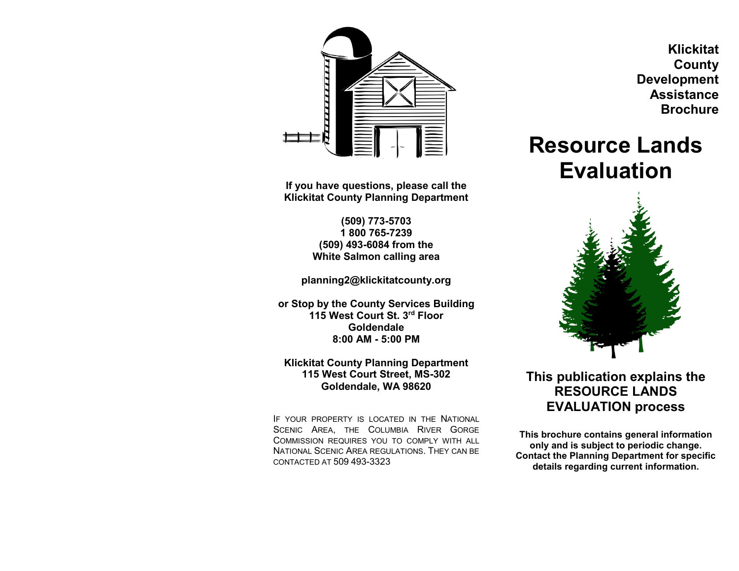**If you have questions, please call the Klickitat County Planning Department**

**(509) 773-5703**
**1 800 765-7239**
**(509) 493-6084 from the White Salmon calling area**

**planning2@klickitatcounty.org**

**or Stop by the County Services Building**
**115 West Court St. 3rd Floor**
**Goldendale**
**8:00 AM - 5:00 PM**

**Klickitat County Planning Department**
**115 West Court Street, MS-302**
**Goldendale, WA 98620**

If your property is located in the National Scenic Area, the Columbia River Gorge Commission requires you to comply with all National Scenic Area regulations. They can be contacted at 509 493-3323

**Klickitat County Development Assistance Brochure**

# Resource Lands Evaluation

## This publication explains the RESOURCE LANDS EVALUATION process

**This brochure contains general information only and is subject to periodic change. Contact the Planning Department for specific details regarding current information.**